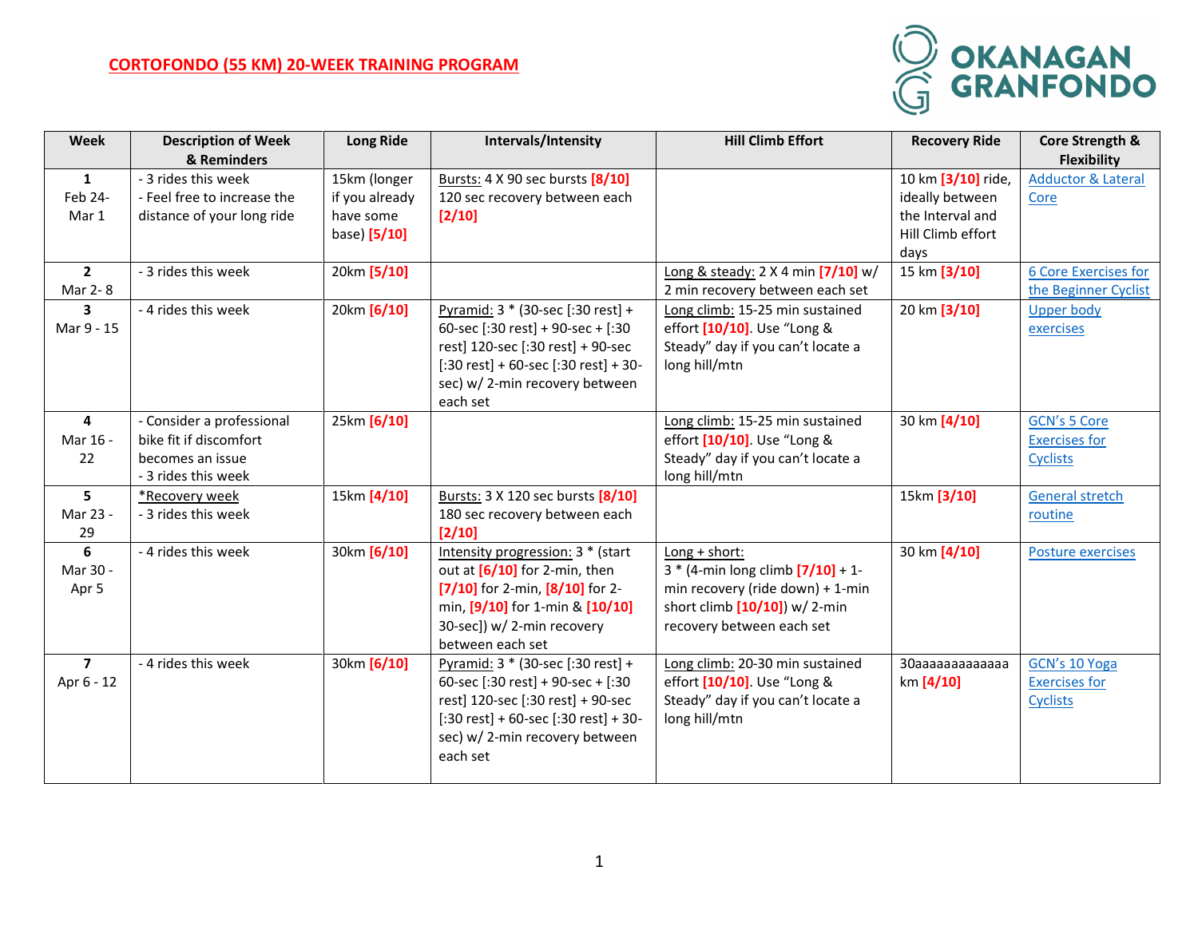# CORTOFONDO (55 KM) 20-WEEK TRAINING PROGRAM

OKANAGAN GRANFONDO

| Week | Description of Week & Reminders | Long Ride | Intervals/Intensity | Hill Climb Effort | Recovery Ride | Core Strength & Flexibility |
|---|---|---|---|---|---|---|
| **1** Feb 24- Mar 1 | - 3 rides this week<br>- Feel free to increase the distance of your long ride | 15km (longer if you already have some base) **[5/10]** | Bursts: 4 X 90 sec bursts **[8/10]** 120 sec recovery between each **[2/10]** | | 10 km **[3/10]** ride, ideally between the Interval and Hill Climb effort days | Adductor & Lateral Core |
| **2** Mar 2- 8 | - 3 rides this week | 20km **[5/10]** | | Long & steady: 2 X 4 min **[7/10]** w/ 2 min recovery between each set | 15 km **[3/10]** | 6 Core Exercises for the Beginner Cyclist |
| **3** Mar 9 - 15 | - 4 rides this week | 20km **[6/10]** | Pyramid: 3 * (30-sec [:30 rest] + 60-sec [:30 rest] + 90-sec + [:30 rest] 120-sec [:30 rest] + 90-sec [:30 rest] + 60-sec [:30 rest] + 30-sec) w/ 2-min recovery between each set | Long climb: 15-25 min sustained effort **[10/10]**. Use "Long & Steady" day if you can't locate a long hill/mtn | 20 km **[3/10]** | Upper body exercises |
| **4** Mar 16 - 22 | - Consider a professional bike fit if discomfort becomes an issue<br>- 3 rides this week | 25km **[6/10]** | | Long climb: 15-25 min sustained effort **[10/10]**. Use "Long & Steady" day if you can't locate a long hill/mtn | 30 km **[4/10]** | GCN's 5 Core Exercises for Cyclists |
| **5** Mar 23 - 29 | *Recovery week<br>- 3 rides this week | 15km **[4/10]** | Bursts: 3 X 120 sec bursts **[8/10]** 180 sec recovery between each **[2/10]** | | 15km **[3/10]** | General stretch routine |
| **6** Mar 30 - Apr 5 | - 4 rides this week | 30km **[6/10]** | Intensity progression: 3 * (start out at **[6/10]** for 2-min, then **[7/10]** for 2-min, **[8/10]** for 2-min, **[9/10]** for 1-min & **[10/10]** 30-sec]) w/ 2-min recovery between each set | Long + short:<br>3 * (4-min long climb **[7/10]** + 1-min recovery (ride down) + 1-min short climb **[10/10]**) w/ 2-min recovery between each set | 30 km **[4/10]** | Posture exercises |
| **7** Apr 6 - 12 | - 4 rides this week | 30km **[6/10]** | Pyramid: 3 * (30-sec [:30 rest] + 60-sec [:30 rest] + 90-sec + [:30 rest] 120-sec [:30 rest] + 90-sec [:30 rest] + 60-sec [:30 rest] + 30-sec) w/ 2-min recovery between each set | Long climb: 20-30 min sustained effort **[10/10]**. Use "Long & Steady" day if you can't locate a long hill/mtn | 30aaaaaaaaaaaaa km **[4/10]** | GCN's 10 Yoga Exercises for Cyclists |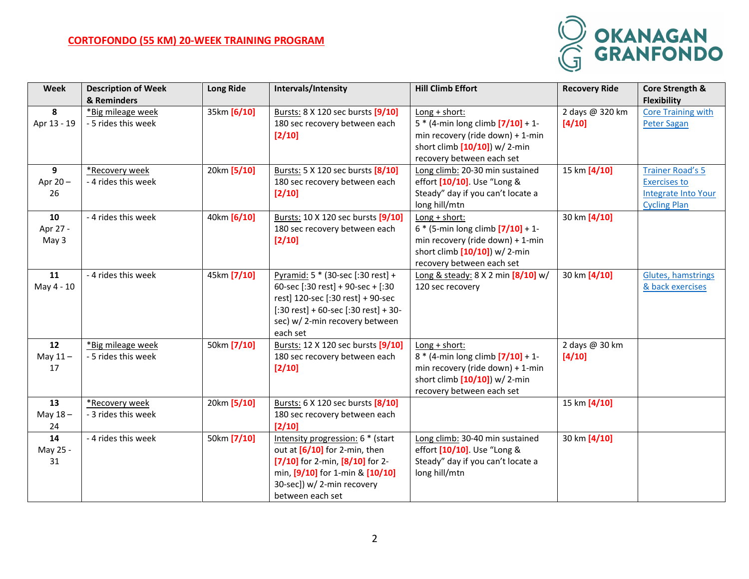CORTOFONDO (55 KM) 20-WEEK TRAINING PROGRAM

| Week | Description of Week & Reminders | Long Ride | Intervals/Intensity | Hill Climb Effort | Recovery Ride | Core Strength & Flexibility |
|---|---|---|---|---|---|---|
| **8** Apr 13 - 19 | *Big mileage week - 5 rides this week | 35km **[6/10]** | Bursts: 8 X 120 sec bursts **[9/10]** 180 sec recovery between each **[2/10]** | Long + short: 5 * (4-min long climb **[7/10]** + 1-min recovery (ride down) + 1-min short climb **[10/10]**) w/ 2-min recovery between each set | 2 days @ 320 km **[4/10]** | Core Training with Peter Sagan |
| **9** Apr 20 – 26 | *Recovery week - 4 rides this week | 20km **[5/10]** | Bursts: 5 X 120 sec bursts **[8/10]** 180 sec recovery between each **[2/10]** | Long climb: 20-30 min sustained effort **[10/10]**. Use "Long & Steady" day if you can't locate a long hill/mtn | 15 km **[4/10]** | Trainer Road's 5 Exercises to Integrate Into Your Cycling Plan |
| **10** Apr 27 - May 3 | - 4 rides this week | 40km **[6/10]** | Bursts: 10 X 120 sec bursts **[9/10]** 180 sec recovery between each **[2/10]** | Long + short: 6 * (5-min long climb **[7/10]** + 1-min recovery (ride down) + 1-min short climb **[10/10]**) w/ 2-min recovery between each set | 30 km **[4/10]** | |
| **11** May 4 - 10 | - 4 rides this week | 45km **[7/10]** | Pyramid: 5 * (30-sec [:30 rest] + 60-sec [:30 rest] + 90-sec + [:30 rest] 120-sec [:30 rest] + 90-sec [:30 rest] + 60-sec [:30 rest] + 30-sec) w/ 2-min recovery between each set | Long & steady: 8 X 2 min **[8/10]** w/ 120 sec recovery | 30 km **[4/10]** | Glutes, hamstrings & back exercises |
| **12** May 11 – 17 | *Big mileage week - 5 rides this week | 50km **[7/10]** | Bursts: 12 X 120 sec bursts **[9/10]** 180 sec recovery between each **[2/10]** | Long + short: 8 * (4-min long climb **[7/10]** + 1-min recovery (ride down) + 1-min short climb **[10/10]**) w/ 2-min recovery between each set | 2 days @ 30 km **[4/10]** | |
| **13** May 18 – 24 | *Recovery week - 3 rides this week | 20km **[5/10]** | Bursts: 6 X 120 sec bursts **[8/10]** 180 sec recovery between each **[2/10]** | | 15 km **[4/10]** | |
| **14** May 25 - 31 | - 4 rides this week | 50km **[7/10]** | Intensity progression: 6 * (start out at **[6/10]** for 2-min, then **[7/10]** for 2-min, **[8/10]** for 2-min, **[9/10]** for 1-min & **[10/10]** 30-sec]) w/ 2-min recovery between each set | Long climb: 30-40 min sustained effort **[10/10]**. Use "Long & Steady" day if you can't locate a long hill/mtn | 30 km **[4/10]** | |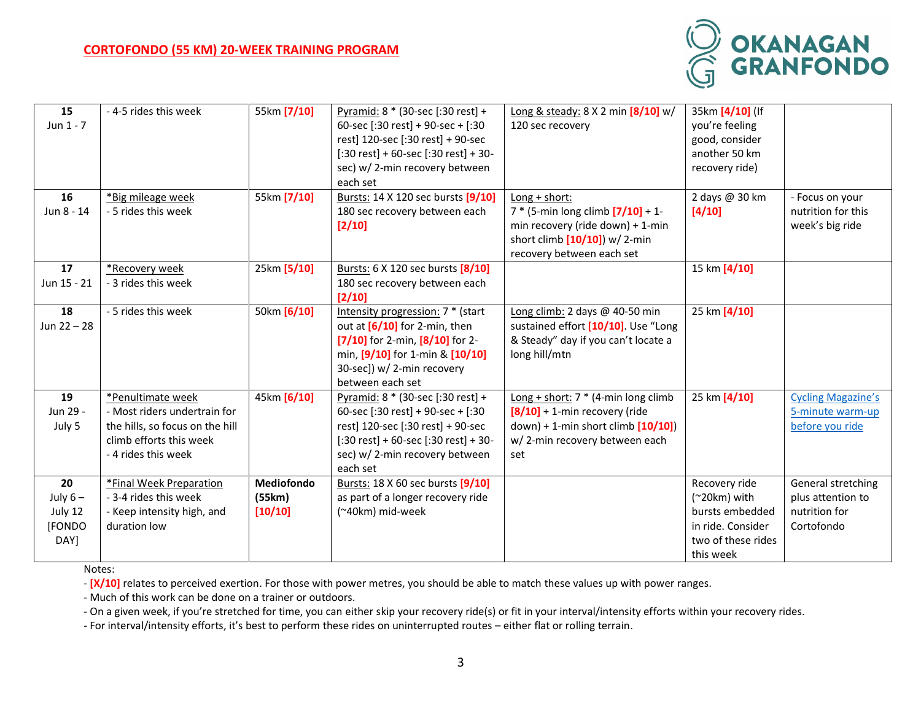CORTOFONDO (55 KM) 20-WEEK TRAINING PROGRAM

OKANAGAN GRANFONDO

| | | | | | | |
|---|---|---|---|---|---|---|
| 15<br>Jun 1 - 7 | - 4-5 rides this week | 55km [7/10] | Pyramid: 8 * (30-sec [:30 rest] + 60-sec [:30 rest] 120-sec [:30 rest] + 90-sec [:30 rest] + 60-sec [:30 rest] + 30-sec) w/ 2-min recovery between each set | Long & steady: 8 X 2 min [8/10] w/ 120 sec recovery | 35km [4/10] (If you're feeling good, consider another 50 km recovery ride) | |
| 16<br>Jun 8 - 14 | *Big mileage week<br>- 5 rides this week | 55km [7/10] | Bursts: 14 X 120 sec bursts [9/10] 180 sec recovery between each [2/10] | Long + short:<br>7 * (5-min long climb [7/10] + 1-min recovery (ride down) + 1-min short climb [10/10]) w/ 2-min recovery between each set | 2 days @ 30 km [4/10] | - Focus on your nutrition for this week's big ride |
| 17<br>Jun 15 - 21 | *Recovery week<br>- 3 rides this week | 25km [5/10] | Bursts: 6 X 120 sec bursts [8/10] 180 sec recovery between each [2/10] | | 15 km [4/10] | |
| 18<br>Jun 22 – 28 | - 5 rides this week | 50km [6/10] | Intensity progression: 7 * (start out at [6/10] for 2-min, then [7/10] for 2-min, [8/10] for 2-min, [9/10] for 1-min & [10/10] 30-sec]) w/ 2-min recovery between each set | Long climb: 2 days @ 40-50 min sustained effort [10/10]. Use "Long & Steady" day if you can't locate a long hill/mtn | 25 km [4/10] | |
| 19<br>Jun 29 - July 5 | *Penultimate week<br>- Most riders undertrain for the hills, so focus on the hill climb efforts this week<br>- 4 rides this week | 45km [6/10] | Pyramid: 8 * (30-sec [:30 rest] + 60-sec [:30 rest] + 90-sec + [:30 rest] 120-sec [:30 rest] + 90-sec [:30 rest] + 60-sec [:30 rest] + 30-sec) w/ 2-min recovery between each set | Long + short: 7 * (4-min long climb [8/10] + 1-min recovery (ride down) + 1-min short climb [10/10]) w/ 2-min recovery between each set | 25 km [4/10] | Cycling Magazine's 5-minute warm-up before you ride |
| 20<br>July 6 – July 12<br>[FONDO DAY] | *Final Week Preparation<br>- 3-4 rides this week<br>- Keep intensity high, and duration low | **Mediofondo (55km)** [10/10] | Bursts: 18 X 60 sec bursts [9/10] as part of a longer recovery ride (~40km) mid-week | | Recovery ride (~20km) with bursts embedded in ride. Consider two of these rides this week | General stretching plus attention to nutrition for Cortofondo |

Notes:

- [X/10] relates to perceived exertion. For those with power metres, you should be able to match these values up with power ranges.
- Much of this work can be done on a trainer or outdoors.
- On a given week, if you're stretched for time, you can either skip your recovery ride(s) or fit in your interval/intensity efforts within your recovery rides.
- For interval/intensity efforts, it's best to perform these rides on uninterrupted routes – either flat or rolling terrain.